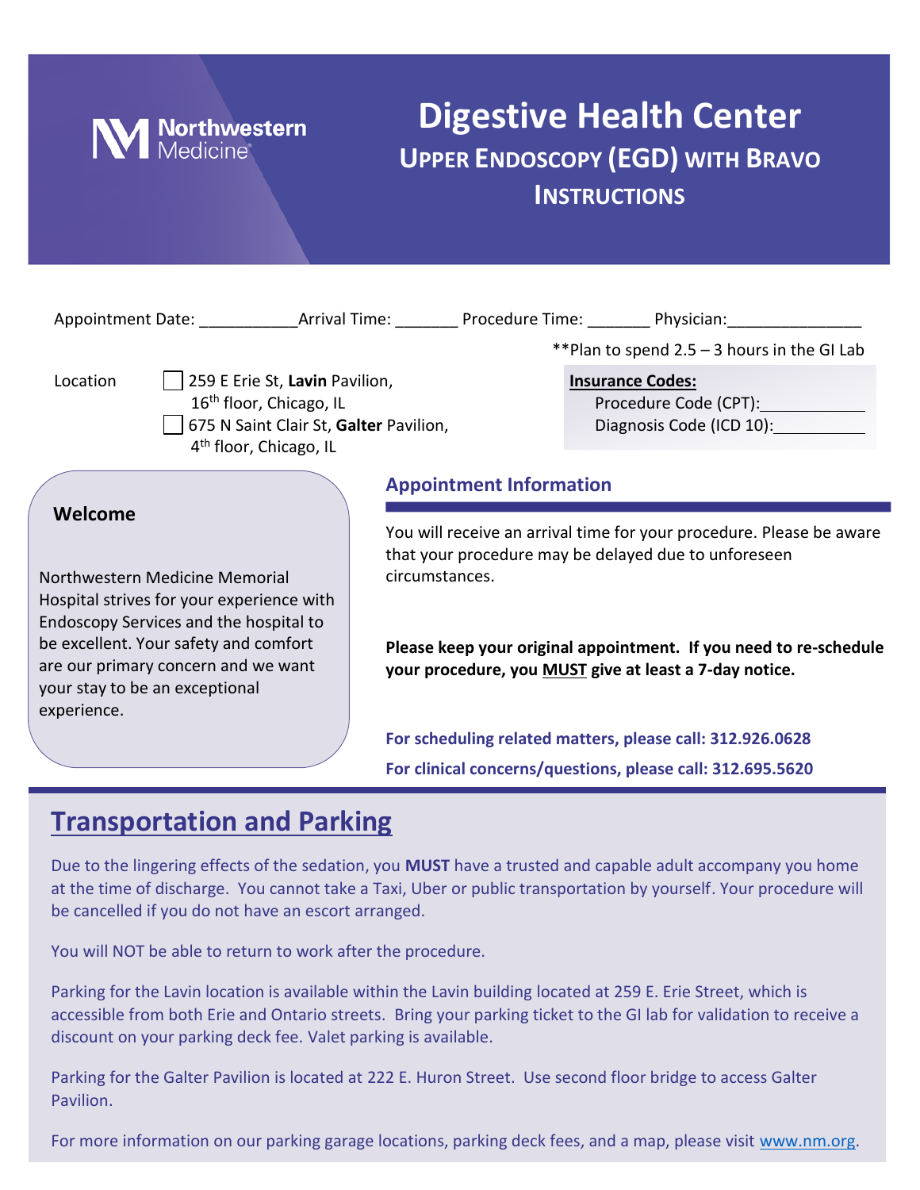Northwestern Medicine

# Digestive Health Center

## Upper Endoscopy (EGD) with Bravo Instructions

Appointment Date: ___________ Arrival Time: _______ Procedure Time: _______ Physician: _______________

**Plan to spend 2.5 – 3 hours in the GI Lab

Location
- ☐ 259 E Erie St, **Lavin** Pavilion, 16th floor, Chicago, IL
- ☐ 675 N Saint Clair St, **Galter** Pavilion, 4th floor, Chicago, IL

**Insurance Codes:**

Procedure Code (CPT): ____________

Diagnosis Code (ICD 10): ___________

### Welcome

Northwestern Medicine Memorial Hospital strives for your experience with Endoscopy Services and the hospital to be excellent. Your safety and comfort are our primary concern and we want your stay to be an exceptional experience.

### Appointment Information

You will receive an arrival time for your procedure. Please be aware that your procedure may be delayed due to unforeseen circumstances.

**Please keep your original appointment. If you need to re-schedule your procedure, you MUST give at least a 7-day notice.**

**For scheduling related matters, please call: 312.926.0628**

**For clinical concerns/questions, please call: 312.695.5620**

## Transportation and Parking

Due to the lingering effects of the sedation, you **MUST** have a trusted and capable adult accompany you home at the time of discharge. You cannot take a Taxi, Uber or public transportation by yourself. Your procedure will be cancelled if you do not have an escort arranged.

You will NOT be able to return to work after the procedure.

Parking for the Lavin location is available within the Lavin building located at 259 E. Erie Street, which is accessible from both Erie and Ontario streets. Bring your parking ticket to the GI lab for validation to receive a discount on your parking deck fee. Valet parking is available.

Parking for the Galter Pavilion is located at 222 E. Huron Street. Use second floor bridge to access Galter Pavilion.

For more information on our parking garage locations, parking deck fees, and a map, please visit www.nm.org.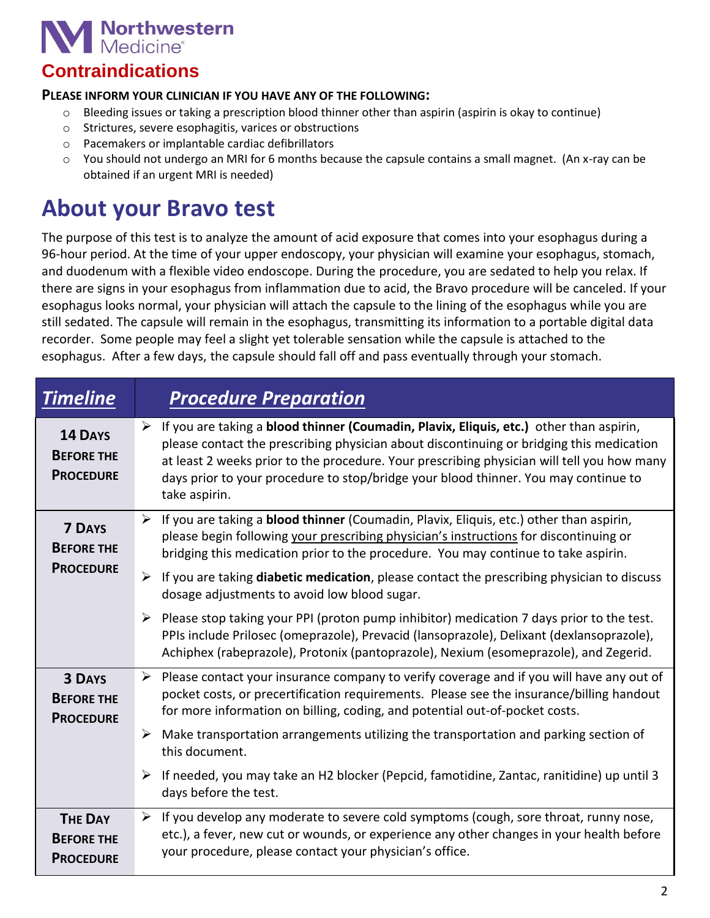Northwestern Medicine

## Contraindications

**PLEASE INFORM YOUR CLINICIAN IF YOU HAVE ANY OF THE FOLLOWING:**

- Bleeding issues or taking a prescription blood thinner other than aspirin (aspirin is okay to continue)
- Strictures, severe esophagitis, varices or obstructions
- Pacemakers or implantable cardiac defibrillators
- You should not undergo an MRI for 6 months because the capsule contains a small magnet. (An x-ray can be obtained if an urgent MRI is needed)

# About your Bravo test

The purpose of this test is to analyze the amount of acid exposure that comes into your esophagus during a 96-hour period. At the time of your upper endoscopy, your physician will examine your esophagus, stomach, and duodenum with a flexible video endoscope. During the procedure, you are sedated to help you relax. If there are signs in your esophagus from inflammation due to acid, the Bravo procedure will be canceled. If your esophagus looks normal, your physician will attach the capsule to the lining of the esophagus while you are still sedated. The capsule will remain in the esophagus, transmitting its information to a portable digital data recorder. Some people may feel a slight yet tolerable sensation while the capsule is attached to the esophagus. After a few days, the capsule should fall off and pass eventually through your stomach.

| *Timeline* | *Procedure Preparation* |
|---|---|
| **14 Days Before the Procedure** | ➢ If you are taking a **blood thinner (Coumadin, Plavix, Eliquis, etc.)** other than aspirin, please contact the prescribing physician about discontinuing or bridging this medication at least 2 weeks prior to the procedure. Your prescribing physician will tell you how many days prior to your procedure to stop/bridge your blood thinner. You may continue to take aspirin. |
| **7 Days Before the Procedure** | ➢ If you are taking a **blood thinner** (Coumadin, Plavix, Eliquis, etc.) other than aspirin, please begin following your prescribing physician's instructions for discontinuing or bridging this medication prior to the procedure. You may continue to take aspirin.<br>➢ If you are taking **diabetic medication**, please contact the prescribing physician to discuss dosage adjustments to avoid low blood sugar.<br>➢ Please stop taking your PPI (proton pump inhibitor) medication 7 days prior to the test. PPIs include Prilosec (omeprazole), Prevacid (lansoprazole), Delixant (dexlansoprazole), Achiphex (rabeprazole), Protonix (pantoprazole), Nexium (esomeprazole), and Zegerid. |
| **3 Days Before the Procedure** | ➢ Please contact your insurance company to verify coverage and if you will have any out of pocket costs, or precertification requirements. Please see the insurance/billing handout for more information on billing, coding, and potential out-of-pocket costs.<br>➢ Make transportation arrangements utilizing the transportation and parking section of this document.<br>➢ If needed, you may take an H2 blocker (Pepcid, famotidine, Zantac, ranitidine) up until 3 days before the test. |
| **The Day Before the Procedure** | ➢ If you develop any moderate to severe cold symptoms (cough, sore throat, runny nose, etc.), a fever, new cut or wounds, or experience any other changes in your health before your procedure, please contact your physician's office. |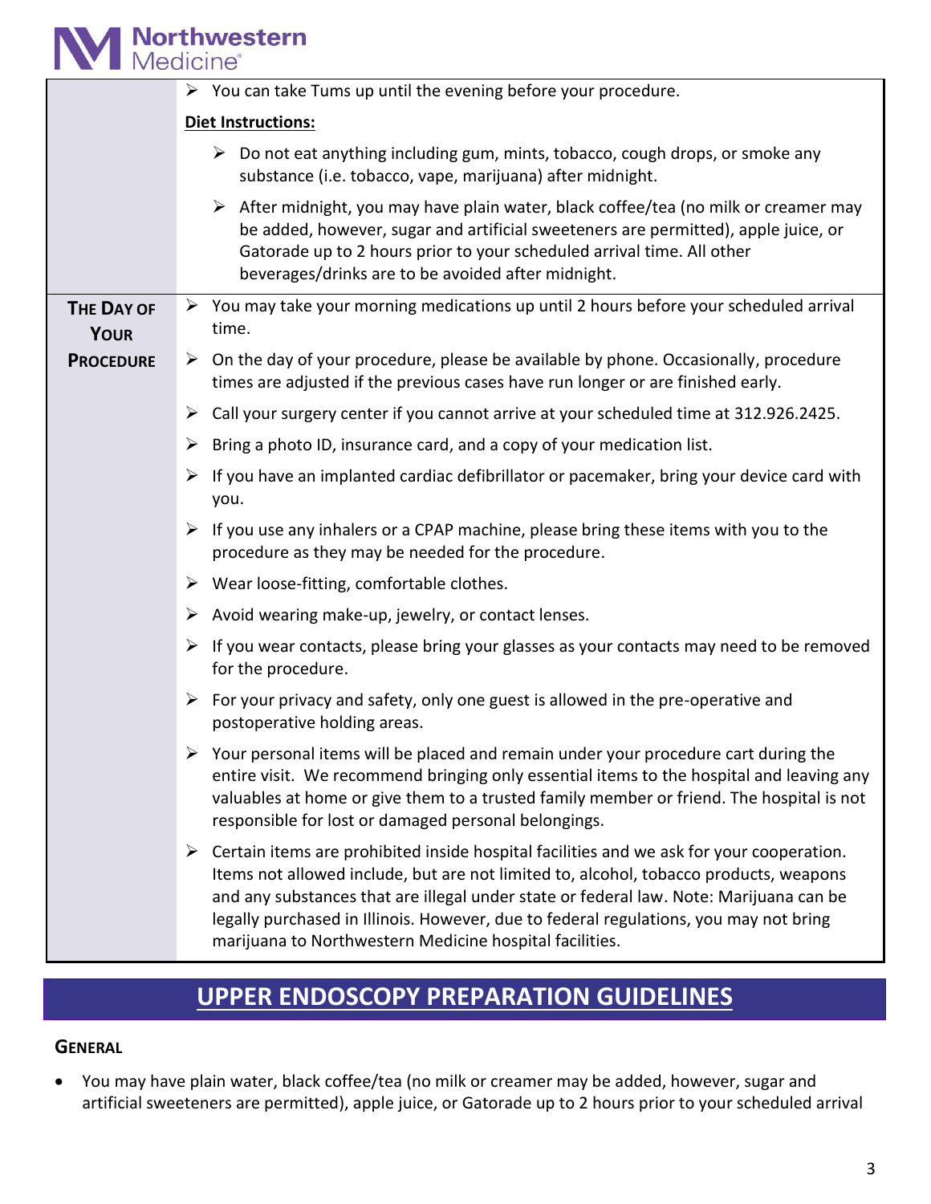| | |
|---|---|
| | ➢ You can take Tums up until the evening before your procedure.<br><br>**Diet Instructions:**<br><br>➢ Do not eat anything including gum, mints, tobacco, cough drops, or smoke any substance (i.e. tobacco, vape, marijuana) after midnight.<br><br>➢ After midnight, you may have plain water, black coffee/tea (no milk or creamer may be added, however, sugar and artificial sweeteners are permitted), apple juice, or Gatorade up to 2 hours prior to your scheduled arrival time. All other beverages/drinks are to be avoided after midnight. |
| **THE DAY OF YOUR PROCEDURE** | ➢ You may take your morning medications up until 2 hours before your scheduled arrival time.<br><br>➢ On the day of your procedure, please be available by phone. Occasionally, procedure times are adjusted if the previous cases have run longer or are finished early.<br><br>➢ Call your surgery center if you cannot arrive at your scheduled time at 312.926.2425.<br><br>➢ Bring a photo ID, insurance card, and a copy of your medication list.<br><br>➢ If you have an implanted cardiac defibrillator or pacemaker, bring your device card with you.<br><br>➢ If you use any inhalers or a CPAP machine, please bring these items with you to the procedure as they may be needed for the procedure.<br><br>➢ Wear loose-fitting, comfortable clothes.<br><br>➢ Avoid wearing make-up, jewelry, or contact lenses.<br><br>➢ If you wear contacts, please bring your glasses as your contacts may need to be removed for the procedure.<br><br>➢ For your privacy and safety, only one guest is allowed in the pre-operative and postoperative holding areas.<br><br>➢ Your personal items will be placed and remain under your procedure cart during the entire visit. We recommend bringing only essential items to the hospital and leaving any valuables at home or give them to a trusted family member or friend. The hospital is not responsible for lost or damaged personal belongings.<br><br>➢ Certain items are prohibited inside hospital facilities and we ask for your cooperation. Items not allowed include, but are not limited to, alcohol, tobacco products, weapons and any substances that are illegal under state or federal law. Note: Marijuana can be legally purchased in Illinois. However, due to federal regulations, you may not bring marijuana to Northwestern Medicine hospital facilities. |

# UPPER ENDOSCOPY PREPARATION GUIDELINES

## GENERAL

- You may have plain water, black coffee/tea (no milk or creamer may be added, however, sugar and artificial sweeteners are permitted), apple juice, or Gatorade up to 2 hours prior to your scheduled arrival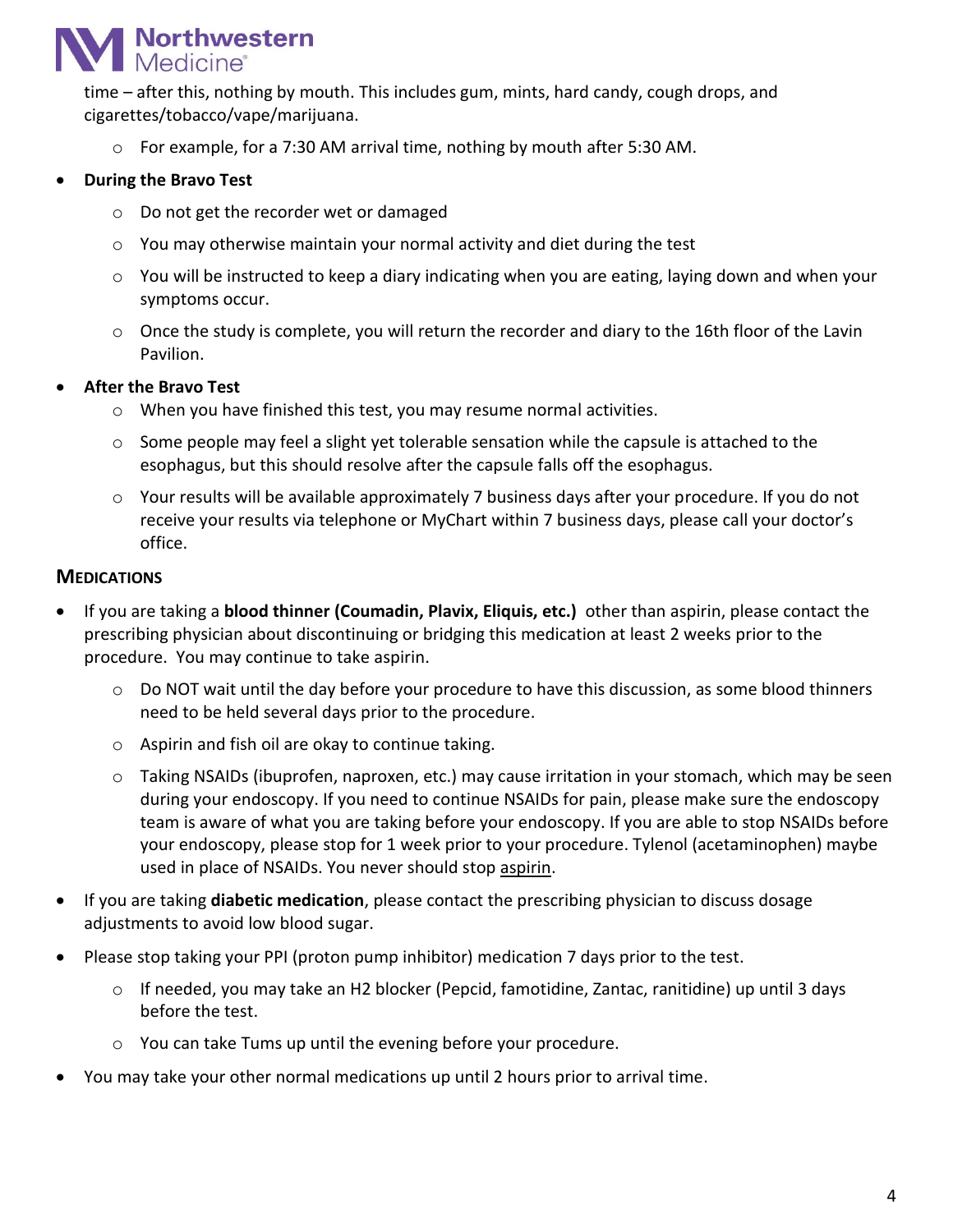time – after this, nothing by mouth. This includes gum, mints, hard candy, cough drops, and cigarettes/tobacco/vape/marijuana.

  - For example, for a 7:30 AM arrival time, nothing by mouth after 5:30 AM.

- **During the Bravo Test**
  - Do not get the recorder wet or damaged
  - You may otherwise maintain your normal activity and diet during the test
  - You will be instructed to keep a diary indicating when you are eating, laying down and when your symptoms occur.
  - Once the study is complete, you will return the recorder and diary to the 16th floor of the Lavin Pavilion.
- **After the Bravo Test**
  - When you have finished this test, you may resume normal activities.
  - Some people may feel a slight yet tolerable sensation while the capsule is attached to the esophagus, but this should resolve after the capsule falls off the esophagus.
  - Your results will be available approximately 7 business days after your procedure. If you do not receive your results via telephone or MyChart within 7 business days, please call your doctor's office.

## MEDICATIONS

- If you are taking a **blood thinner (Coumadin, Plavix, Eliquis, etc.)** other than aspirin, please contact the prescribing physician about discontinuing or bridging this medication at least 2 weeks prior to the procedure. You may continue to take aspirin.
  - Do NOT wait until the day before your procedure to have this discussion, as some blood thinners need to be held several days prior to the procedure.
  - Aspirin and fish oil are okay to continue taking.
  - Taking NSAIDs (ibuprofen, naproxen, etc.) may cause irritation in your stomach, which may be seen during your endoscopy. If you need to continue NSAIDs for pain, please make sure the endoscopy team is aware of what you are taking before your endoscopy. If you are able to stop NSAIDs before your endoscopy, please stop for 1 week prior to your procedure. Tylenol (acetaminophen) maybe used in place of NSAIDs. You never should stop aspirin.
- If you are taking **diabetic medication**, please contact the prescribing physician to discuss dosage adjustments to avoid low blood sugar.
- Please stop taking your PPI (proton pump inhibitor) medication 7 days prior to the test.
  - If needed, you may take an H2 blocker (Pepcid, famotidine, Zantac, ranitidine) up until 3 days before the test.
  - You can take Tums up until the evening before your procedure.
- You may take your other normal medications up until 2 hours prior to arrival time.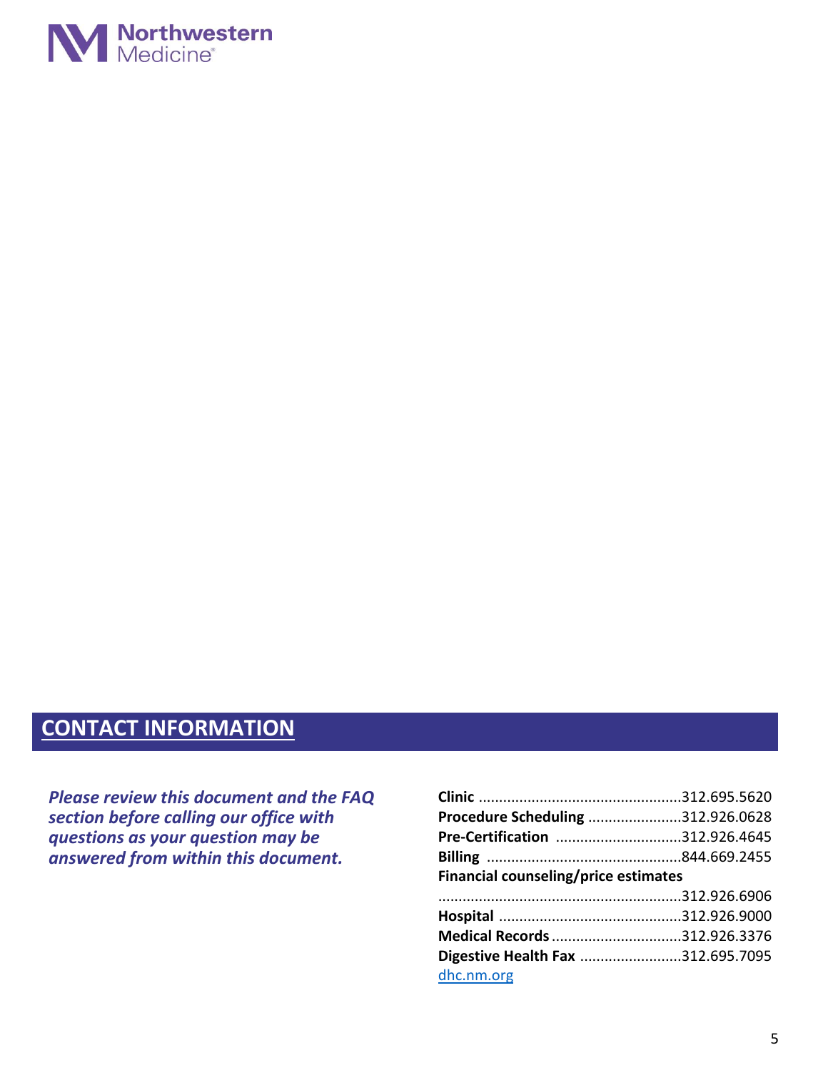## CONTACT INFORMATION

***Please review this document and the FAQ section before calling our office with questions as your question may be answered from within this document.***

**Clinic** ..................................................312.695.5620
**Procedure Scheduling** .......................312.926.0628
**Pre-Certification** ...............................312.926.4645
**Billing** ................................................844.669.2455
**Financial counseling/price estimates**
............................................................312.926.6906
**Hospital** .............................................312.926.9000
**Medical Records** ................................312.926.3376
**Digestive Health Fax** .........................312.695.7095
dhc.nm.org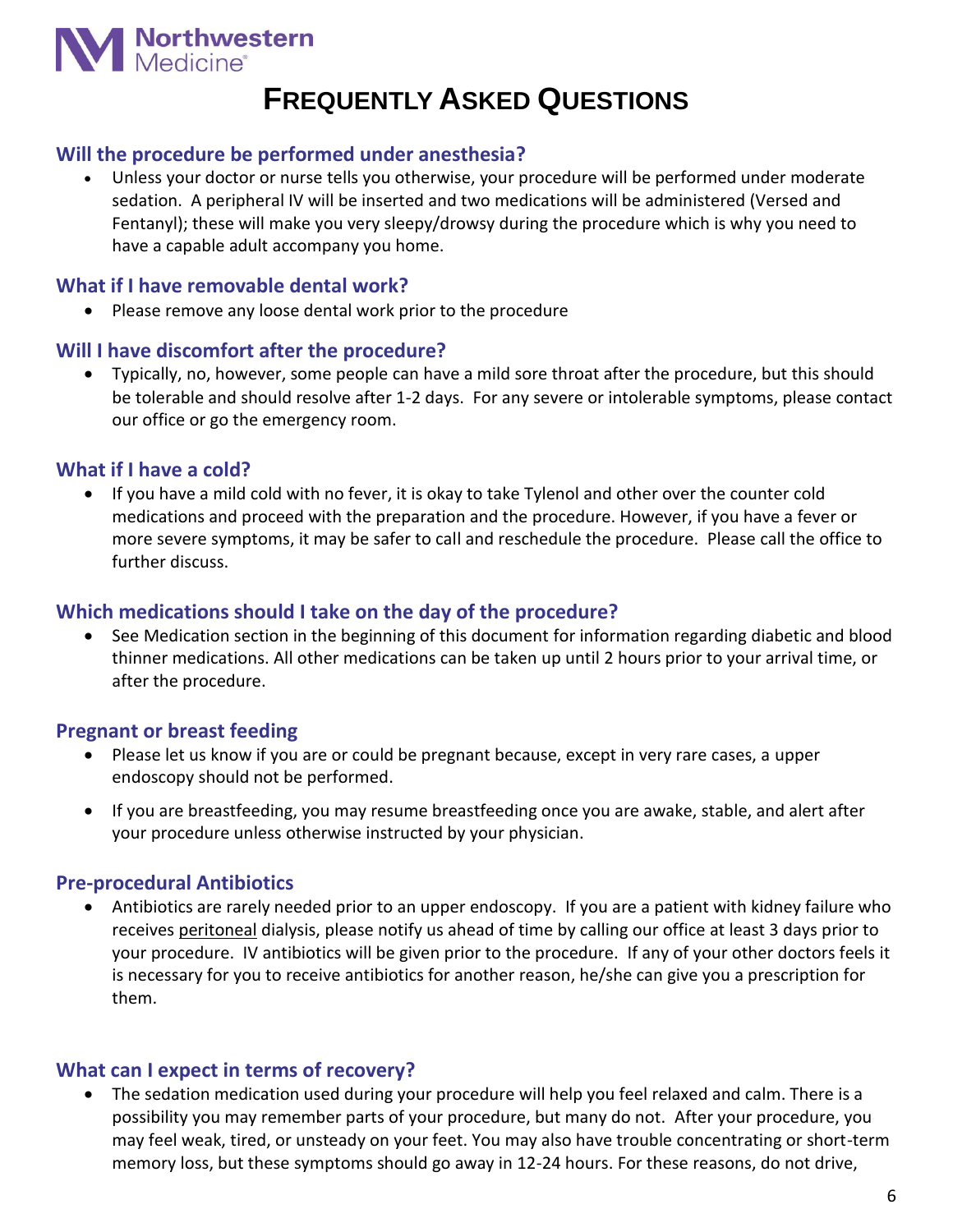# FREQUENTLY ASKED QUESTIONS

### Will the procedure be performed under anesthesia?

- Unless your doctor or nurse tells you otherwise, your procedure will be performed under moderate sedation. A peripheral IV will be inserted and two medications will be administered (Versed and Fentanyl); these will make you very sleepy/drowsy during the procedure which is why you need to have a capable adult accompany you home.

### What if I have removable dental work?

- Please remove any loose dental work prior to the procedure

### Will I have discomfort after the procedure?

- Typically, no, however, some people can have a mild sore throat after the procedure, but this should be tolerable and should resolve after 1-2 days. For any severe or intolerable symptoms, please contact our office or go the emergency room.

### What if I have a cold?

- If you have a mild cold with no fever, it is okay to take Tylenol and other over the counter cold medications and proceed with the preparation and the procedure. However, if you have a fever or more severe symptoms, it may be safer to call and reschedule the procedure. Please call the office to further discuss.

### Which medications should I take on the day of the procedure?

- See Medication section in the beginning of this document for information regarding diabetic and blood thinner medications. All other medications can be taken up until 2 hours prior to your arrival time, or after the procedure.

### Pregnant or breast feeding

- Please let us know if you are or could be pregnant because, except in very rare cases, a upper endoscopy should not be performed.
- If you are breastfeeding, you may resume breastfeeding once you are awake, stable, and alert after your procedure unless otherwise instructed by your physician.

### Pre-procedural Antibiotics

- Antibiotics are rarely needed prior to an upper endoscopy. If you are a patient with kidney failure who receives <u>peritoneal</u> dialysis, please notify us ahead of time by calling our office at least 3 days prior to your procedure. IV antibiotics will be given prior to the procedure. If any of your other doctors feels it is necessary for you to receive antibiotics for another reason, he/she can give you a prescription for them.

### What can I expect in terms of recovery?

- The sedation medication used during your procedure will help you feel relaxed and calm. There is a possibility you may remember parts of your procedure, but many do not. After your procedure, you may feel weak, tired, or unsteady on your feet. You may also have trouble concentrating or short-term memory loss, but these symptoms should go away in 12-24 hours. For these reasons, do not drive,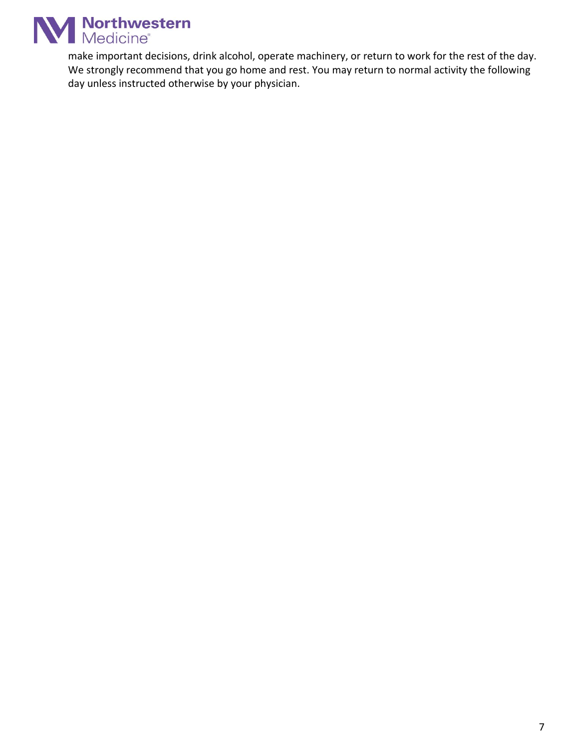make important decisions, drink alcohol, operate machinery, or return to work for the rest of the day. We strongly recommend that you go home and rest. You may return to normal activity the following day unless instructed otherwise by your physician.